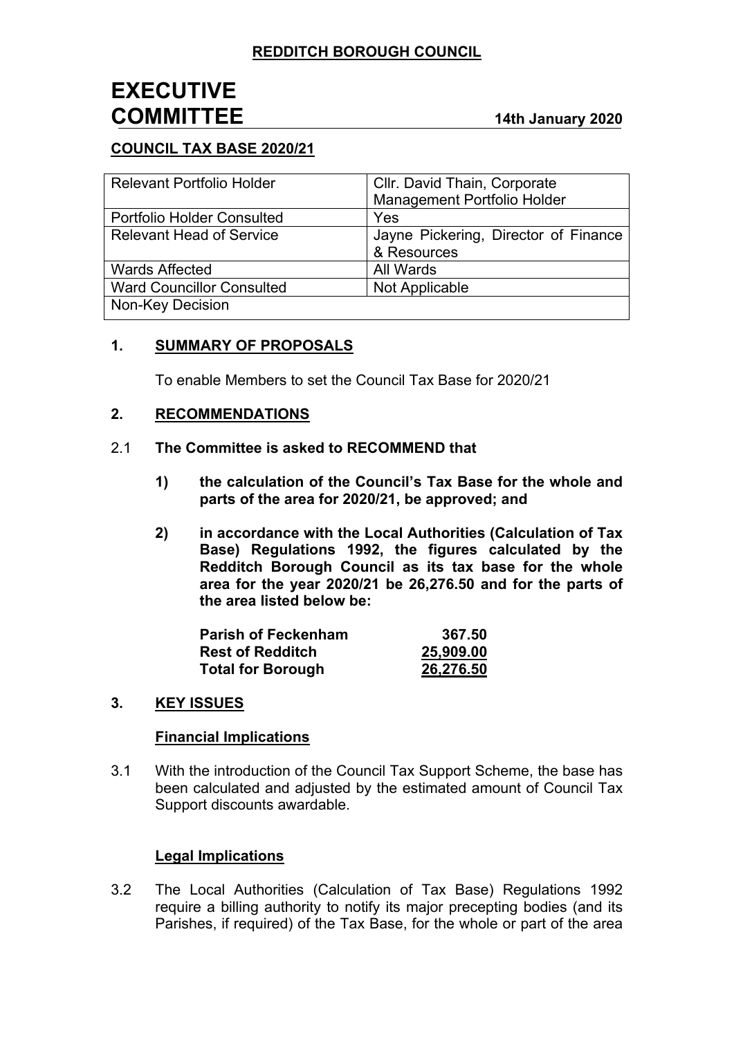**REDDITCH BOROUGH COUNCIL**

# EXECUTIVE COMMITTEE

**14th January 2020**

## COUNCIL TAX BASE 2020/21

| | |
|---|---|
| Relevant Portfolio Holder | Cllr. David Thain, Corporate Management Portfolio Holder |
| Portfolio Holder Consulted | Yes |
| Relevant Head of Service | Jayne Pickering, Director of Finance & Resources |
| Wards Affected | All Wards |
| Ward Councillor Consulted | Not Applicable |
| Non-Key Decision | |

## 1. SUMMARY OF PROPOSALS

To enable Members to set the Council Tax Base for 2020/21

## 2. RECOMMENDATIONS

2.1 **The Committee is asked to RECOMMEND that**

**1) the calculation of the Council's Tax Base for the whole and parts of the area for 2020/21, be approved; and**

**2) in accordance with the Local Authorities (Calculation of Tax Base) Regulations 1992, the figures calculated by the Redditch Borough Council as its tax base for the whole area for the year 2020/21 be 26,276.50 and for the parts of the area listed below be:**

| | |
|---|---:|
| **Parish of Feckenham** | **367.50** |
| **Rest of Redditch** | **25,909.00** |
| **Total for Borough** | **26,276.50** |

## 3. KEY ISSUES

### Financial Implications

3.1 With the introduction of the Council Tax Support Scheme, the base has been calculated and adjusted by the estimated amount of Council Tax Support discounts awardable.

### Legal Implications

3.2 The Local Authorities (Calculation of Tax Base) Regulations 1992 require a billing authority to notify its major precepting bodies (and its Parishes, if required) of the Tax Base, for the whole or part of the area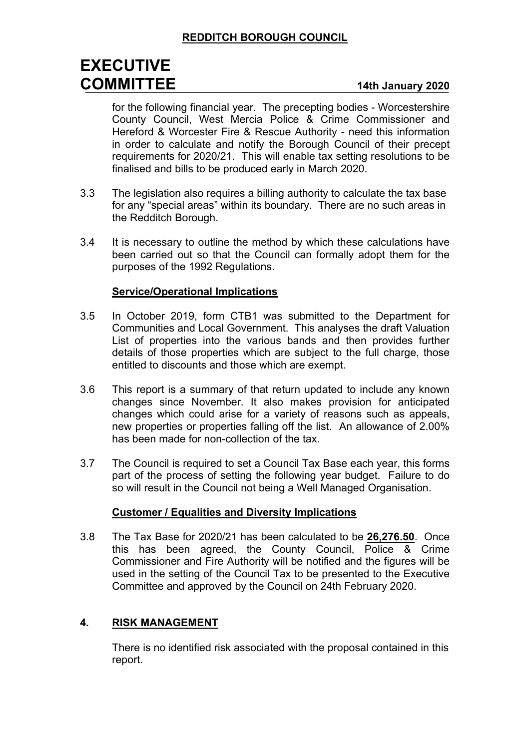for the following financial year. The precepting bodies - Worcestershire County Council, West Mercia Police & Crime Commissioner and Hereford & Worcester Fire & Rescue Authority - need this information in order to calculate and notify the Borough Council of their precept requirements for 2020/21. This will enable tax setting resolutions to be finalised and bills to be produced early in March 2020.

3.3 The legislation also requires a billing authority to calculate the tax base for any "special areas" within its boundary. There are no such areas in the Redditch Borough.

3.4 It is necessary to outline the method by which these calculations have been carried out so that the Council can formally adopt them for the purposes of the 1992 Regulations.

**Service/Operational Implications**

3.5 In October 2019, form CTB1 was submitted to the Department for Communities and Local Government. This analyses the draft Valuation List of properties into the various bands and then provides further details of those properties which are subject to the full charge, those entitled to discounts and those which are exempt.

3.6 This report is a summary of that return updated to include any known changes since November. It also makes provision for anticipated changes which could arise for a variety of reasons such as appeals, new properties or properties falling off the list. An allowance of 2.00% has been made for non-collection of the tax.

3.7 The Council is required to set a Council Tax Base each year, this forms part of the process of setting the following year budget. Failure to do so will result in the Council not being a Well Managed Organisation.

**Customer / Equalities and Diversity Implications**

3.8 The Tax Base for 2020/21 has been calculated to be **26,276.50**. Once this has been agreed, the County Council, Police & Crime Commissioner and Fire Authority will be notified and the figures will be used in the setting of the Council Tax to be presented to the Executive Committee and approved by the Council on 24th February 2020.

## 4. RISK MANAGEMENT

There is no identified risk associated with the proposal contained in this report.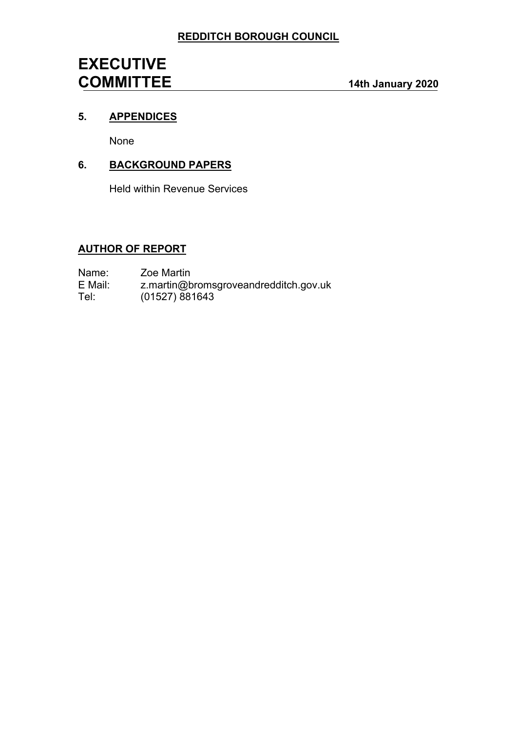## 5. APPENDICES

None

## 6. BACKGROUND PAPERS

Held within Revenue Services

## AUTHOR OF REPORT

Name: Zoe Martin
E Mail: z.martin@bromsgroveandredditch.gov.uk
Tel: (01527) 881643